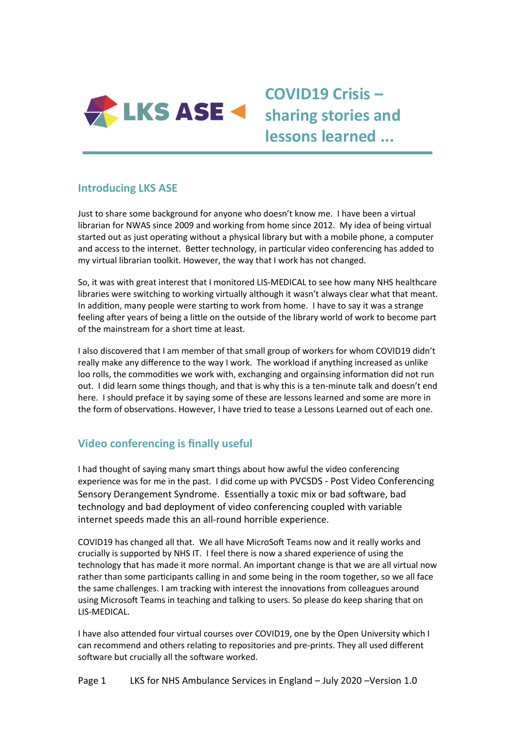# LKS ASE

# COVID19 Crisis – sharing stories and lessons learned ...

## Introducing LKS ASE

Just to share some background for anyone who doesn't know me. I have been a virtual librarian for NWAS since 2009 and working from home since 2012. My idea of being virtual started out as just operating without a physical library but with a mobile phone, a computer and access to the internet. Better technology, in particular video conferencing has added to my virtual librarian toolkit. However, the way that I work has not changed.

So, it was with great interest that I monitored LIS-MEDICAL to see how many NHS healthcare libraries were switching to working virtually although it wasn't always clear what that meant. In addition, many people were starting to work from home. I have to say it was a strange feeling after years of being a little on the outside of the library world of work to become part of the mainstream for a short time at least.

I also discovered that I am member of that small group of workers for whom COVID19 didn't really make any difference to the way I work. The workload if anything increased as unlike loo rolls, the commodities we work with, exchanging and orgainsing information did not run out. I did learn some things though, and that is why this is a ten-minute talk and doesn't end here. I should preface it by saying some of these are lessons learned and some are more in the form of observations. However, I have tried to tease a Lessons Learned out of each one.

## Video conferencing is finally useful

I had thought of saying many smart things about how awful the video conferencing experience was for me in the past. I did come up with PVCSDS - Post Video Conferencing Sensory Derangement Syndrome. Essentially a toxic mix or bad software, bad technology and bad deployment of video conferencing coupled with variable internet speeds made this an all-round horrible experience.

COVID19 has changed all that. We all have MicroSoft Teams now and it really works and crucially is supported by NHS IT. I feel there is now a shared experience of using the technology that has made it more normal. An important change is that we are all virtual now rather than some participants calling in and some being in the room together, so we all face the same challenges. I am tracking with interest the innovations from colleagues around using Microsoft Teams in teaching and talking to users. So please do keep sharing that on LIS-MEDICAL.

I have also attended four virtual courses over COVID19, one by the Open University which I can recommend and others relating to repositories and pre-prints. They all used different software but crucially all the software worked.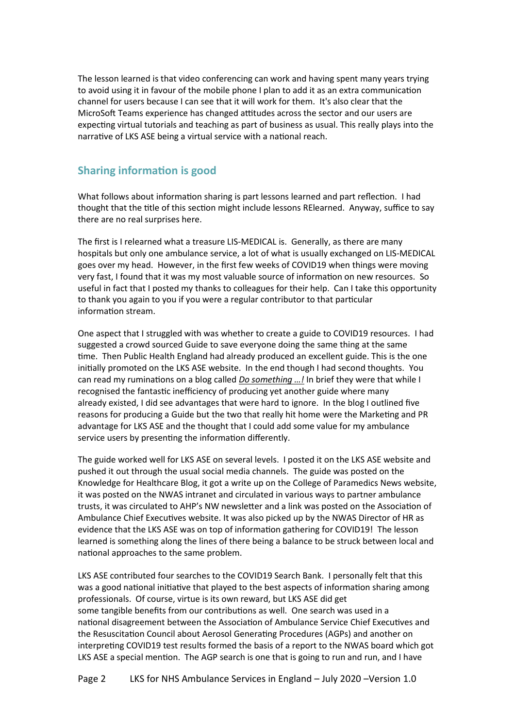The lesson learned is that video conferencing can work and having spent many years trying to avoid using it in favour of the mobile phone I plan to add it as an extra communication channel for users because I can see that it will work for them. It's also clear that the MicroSoft Teams experience has changed attitudes across the sector and our users are expecting virtual tutorials and teaching as part of business as usual. This really plays into the narrative of LKS ASE being a virtual service with a national reach.

## Sharing information is good

What follows about information sharing is part lessons learned and part reflection. I had thought that the title of this section might include lessons RElearned. Anyway, suffice to say there are no real surprises here.

The first is I relearned what a treasure LIS-MEDICAL is. Generally, as there are many hospitals but only one ambulance service, a lot of what is usually exchanged on LIS-MEDICAL goes over my head. However, in the first few weeks of COVID19 when things were moving very fast, I found that it was my most valuable source of information on new resources. So useful in fact that I posted my thanks to colleagues for their help. Can I take this opportunity to thank you again to you if you were a regular contributor to that particular information stream.

One aspect that I struggled with was whether to create a guide to COVID19 resources. I had suggested a crowd sourced Guide to save everyone doing the same thing at the same time. Then Public Health England had already produced an excellent guide. This is the one initially promoted on the LKS ASE website. In the end though I had second thoughts. You can read my ruminations on a blog called *Do something …!* In brief they were that while I recognised the fantastic inefficiency of producing yet another guide where many already existed, I did see advantages that were hard to ignore. In the blog I outlined five reasons for producing a Guide but the two that really hit home were the Marketing and PR advantage for LKS ASE and the thought that I could add some value for my ambulance service users by presenting the information differently.

The guide worked well for LKS ASE on several levels. I posted it on the LKS ASE website and pushed it out through the usual social media channels. The guide was posted on the Knowledge for Healthcare Blog, it got a write up on the College of Paramedics News website, it was posted on the NWAS intranet and circulated in various ways to partner ambulance trusts, it was circulated to AHP's NW newsletter and a link was posted on the Association of Ambulance Chief Executives website. It was also picked up by the NWAS Director of HR as evidence that the LKS ASE was on top of information gathering for COVID19! The lesson learned is something along the lines of there being a balance to be struck between local and national approaches to the same problem.

LKS ASE contributed four searches to the COVID19 Search Bank. I personally felt that this was a good national initiative that played to the best aspects of information sharing among professionals. Of course, virtue is its own reward, but LKS ASE did get some tangible benefits from our contributions as well. One search was used in a national disagreement between the Association of Ambulance Service Chief Executives and the Resuscitation Council about Aerosol Generating Procedures (AGPs) and another on interpreting COVID19 test results formed the basis of a report to the NWAS board which got LKS ASE a special mention. The AGP search is one that is going to run and run, and I have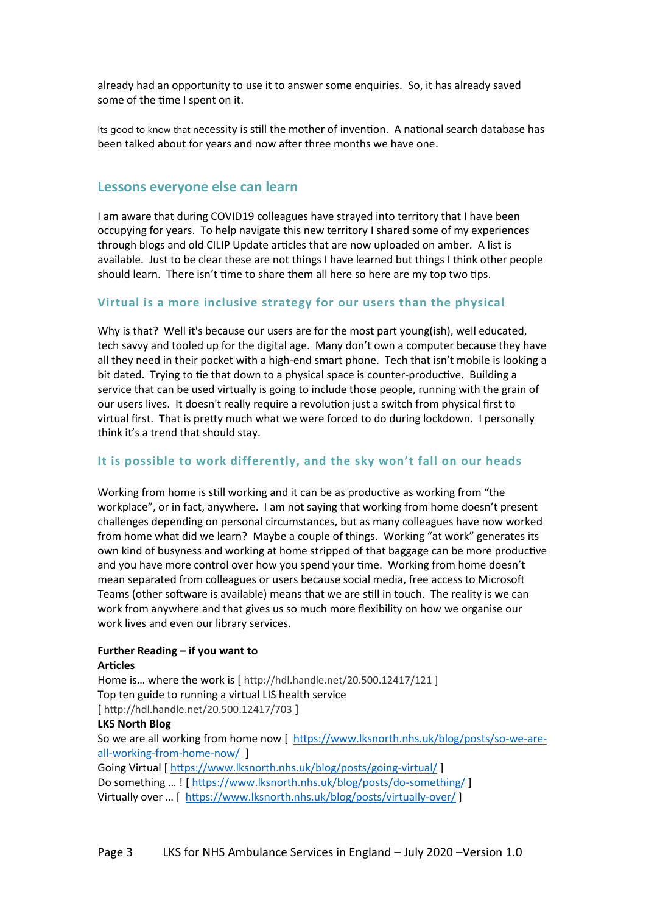already had an opportunity to use it to answer some enquiries. So, it has already saved some of the time I spent on it.

Its good to know that necessity is still the mother of invention. A national search database has been talked about for years and now after three months we have one.

## Lessons everyone else can learn

I am aware that during COVID19 colleagues have strayed into territory that I have been occupying for years. To help navigate this new territory I shared some of my experiences through blogs and old CILIP Update articles that are now uploaded on amber. A list is available. Just to be clear these are not things I have learned but things I think other people should learn. There isn't time to share them all here so here are my top two tips.

### Virtual is a more inclusive strategy for our users than the physical

Why is that? Well it's because our users are for the most part young(ish), well educated, tech savvy and tooled up for the digital age. Many don't own a computer because they have all they need in their pocket with a high-end smart phone. Tech that isn't mobile is looking a bit dated. Trying to tie that down to a physical space is counter-productive. Building a service that can be used virtually is going to include those people, running with the grain of our users lives. It doesn't really require a revolution just a switch from physical first to virtual first. That is pretty much what we were forced to do during lockdown. I personally think it's a trend that should stay.

### It is possible to work differently, and the sky won't fall on our heads

Working from home is still working and it can be as productive as working from "the workplace", or in fact, anywhere. I am not saying that working from home doesn't present challenges depending on personal circumstances, but as many colleagues have now worked from home what did we learn? Maybe a couple of things. Working "at work" generates its own kind of busyness and working at home stripped of that baggage can be more productive and you have more control over how you spend your time. Working from home doesn't mean separated from colleagues or users because social media, free access to Microsoft Teams (other software is available) means that we are still in touch. The reality is we can work from anywhere and that gives us so much more flexibility on how we organise our work lives and even our library services.

**Further Reading – if you want to**

**Articles**

Home is… where the work is [ http://hdl.handle.net/20.500.12417/121 ]
Top ten guide to running a virtual LIS health service
[ http://hdl.handle.net/20.500.12417/703 ]

**LKS North Blog**

So we are all working from home now [ https://www.lksnorth.nhs.uk/blog/posts/so-we-are-all-working-from-home-now/ ]
Going Virtual [ https://www.lksnorth.nhs.uk/blog/posts/going-virtual/ ]
Do something … ! [ https://www.lksnorth.nhs.uk/blog/posts/do-something/ ]
Virtually over … [ https://www.lksnorth.nhs.uk/blog/posts/virtually-over/ ]